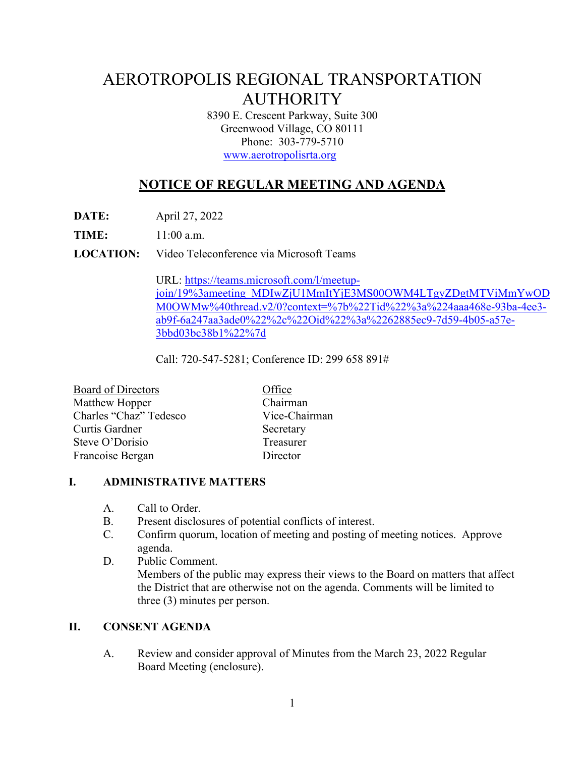# AEROTROPOLIS REGIONAL TRANSPORTATION AUTHORITY

8390 E. Crescent Parkway, Suite 300
Greenwood Village, CO 80111
Phone: 303-779-5710
www.aerotropolisrta.org

## NOTICE OF REGULAR MEETING AND AGENDA

**DATE:** April 27, 2022

**TIME:** 11:00 a.m.

**LOCATION:** Video Teleconference via Microsoft Teams

URL: https://teams.microsoft.com/l/meetup-join/19%3ameeting_MDIwZjU1MmItYjE3MS00OWM4LTgyZDgtMTViMmYwODM0OWMw%40thread.v2/0?context=%7b%22Tid%22%3a%224aaa468e-93ba-4ee3-ab9f-6a247aa3ade0%22%2c%22Oid%22%3a%2262885ec9-7d59-4b05-a57e-3bbd03bc38b1%22%7d

Call: 720-547-5281; Conference ID: 299 658 891#

| Board of Directors | Office |
|---|---|
| Matthew Hopper | Chairman |
| Charles "Chaz" Tedesco | Vice-Chairman |
| Curtis Gardner | Secretary |
| Steve O'Dorisio | Treasurer |
| Francoise Bergan | Director |

### I. ADMINISTRATIVE MATTERS

A. Call to Order.

B. Present disclosures of potential conflicts of interest.

C. Confirm quorum, location of meeting and posting of meeting notices. Approve agenda.

D. Public Comment.
Members of the public may express their views to the Board on matters that affect the District that are otherwise not on the agenda. Comments will be limited to three (3) minutes per person.

### II. CONSENT AGENDA

A. Review and consider approval of Minutes from the March 23, 2022 Regular Board Meeting (enclosure).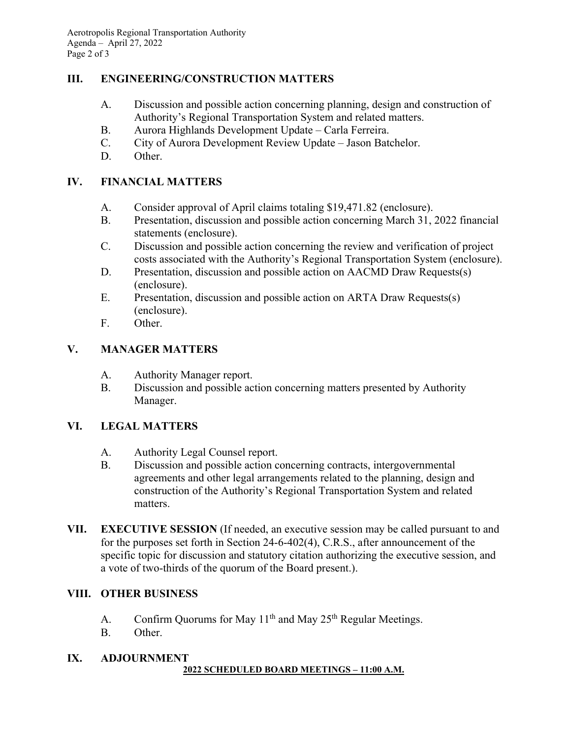## III. ENGINEERING/CONSTRUCTION MATTERS

A. Discussion and possible action concerning planning, design and construction of Authority's Regional Transportation System and related matters.
B. Aurora Highlands Development Update – Carla Ferreira.
C. City of Aurora Development Review Update – Jason Batchelor.
D. Other.

## IV. FINANCIAL MATTERS

A. Consider approval of April claims totaling $19,471.82 (enclosure).
B. Presentation, discussion and possible action concerning March 31, 2022 financial statements (enclosure).
C. Discussion and possible action concerning the review and verification of project costs associated with the Authority's Regional Transportation System (enclosure).
D. Presentation, discussion and possible action on AACMD Draw Requests(s) (enclosure).
E. Presentation, discussion and possible action on ARTA Draw Requests(s) (enclosure).
F. Other.

## V. MANAGER MATTERS

A. Authority Manager report.
B. Discussion and possible action concerning matters presented by Authority Manager.

## VI. LEGAL MATTERS

A. Authority Legal Counsel report.
B. Discussion and possible action concerning contracts, intergovernmental agreements and other legal arrangements related to the planning, design and construction of the Authority's Regional Transportation System and related matters.

## VII. EXECUTIVE SESSION

(If needed, an executive session may be called pursuant to and for the purposes set forth in Section 24-6-402(4), C.R.S., after announcement of the specific topic for discussion and statutory citation authorizing the executive session, and a vote of two-thirds of the quorum of the Board present.).

## VIII. OTHER BUSINESS

A. Confirm Quorums for May 11th and May 25th Regular Meetings.
B. Other.

## IX. ADJOURNMENT

**2022 SCHEDULED BOARD MEETINGS – 11:00 A.M.**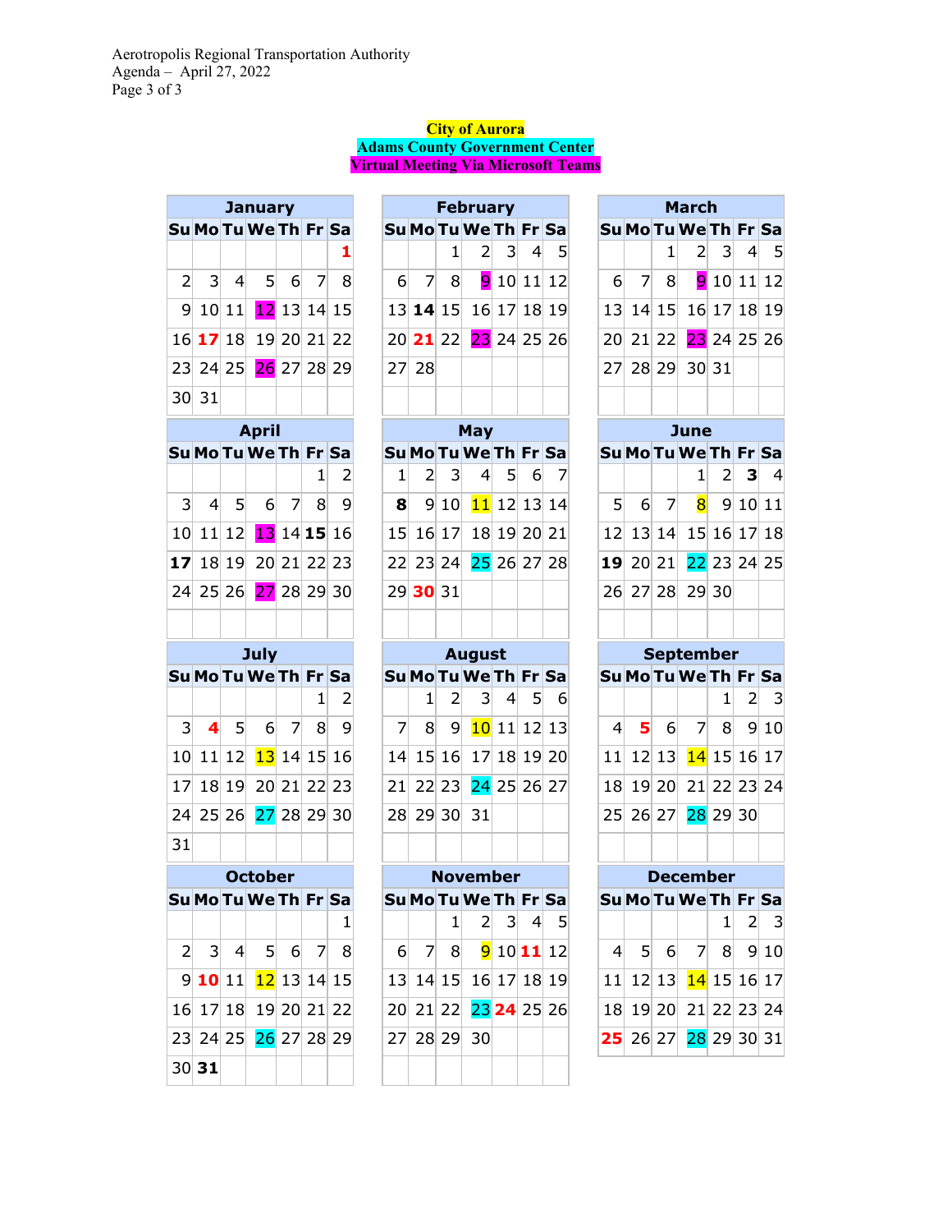**City of Aurora**
**Adams County Government Center**
**Virtual Meeting Via Microsoft Teams**

**January**

| Su | Mo | Tu | We | Th | Fr | Sa |
|---|---|---|---|---|---|---|
| | | | | | | 1 |
| 2 | 3 | 4 | 5 | 6 | 7 | 8 |
| 9 | 10 | 11 | 12 | 13 | 14 | 15 |
| 16 | 17 | 18 | 19 | 20 | 21 | 22 |
| 23 | 24 | 25 | 26 | 27 | 28 | 29 |
| 30 | 31 | | | | | |

**February**

| Su | Mo | Tu | We | Th | Fr | Sa |
|---|---|---|---|---|---|---|
| | | 1 | 2 | 3 | 4 | 5 |
| 6 | 7 | 8 | 9 | 10 | 11 | 12 |
| 13 | **14** | 15 | 16 | 17 | 18 | 19 |
| 20 | 21 | 22 | 23 | 24 | 25 | 26 |
| 27 | 28 | | | | | |

**March**

| Su | Mo | Tu | We | Th | Fr | Sa |
|---|---|---|---|---|---|---|
| | | 1 | 2 | 3 | 4 | 5 |
| 6 | 7 | 8 | 9 | 10 | 11 | 12 |
| 13 | 14 | 15 | 16 | 17 | 18 | 19 |
| 20 | 21 | 22 | 23 | 24 | 25 | 26 |
| 27 | 28 | 29 | 30 | 31 | | |

**April**

| Su | Mo | Tu | We | Th | Fr | Sa |
|---|---|---|---|---|---|---|
| | | | | | 1 | 2 |
| 3 | 4 | 5 | 6 | 7 | 8 | 9 |
| 10 | 11 | 12 | 13 | 14 | **15** | 16 |
| **17** | 18 | 19 | 20 | 21 | 22 | 23 |
| 24 | 25 | 26 | 27 | 28 | 29 | 30 |

**May**

| Su | Mo | Tu | We | Th | Fr | Sa |
|---|---|---|---|---|---|---|
| 1 | 2 | 3 | 4 | 5 | 6 | 7 |
| **8** | 9 | 10 | 11 | 12 | 13 | 14 |
| 15 | 16 | 17 | 18 | 19 | 20 | 21 |
| 22 | 23 | 24 | 25 | 26 | 27 | 28 |
| 29 | 30 | 31 | | | | |

**June**

| Su | Mo | Tu | We | Th | Fr | Sa |
|---|---|---|---|---|---|---|
| | | | 1 | 2 | **3** | 4 |
| 5 | 6 | 7 | 8 | 9 | 10 | 11 |
| 12 | 13 | 14 | 15 | 16 | 17 | 18 |
| **19** | 20 | 21 | 22 | 23 | 24 | 25 |
| 26 | 27 | 28 | 29 | 30 | | |

**July**

| Su | Mo | Tu | We | Th | Fr | Sa |
|---|---|---|---|---|---|---|
| | | | | | 1 | 2 |
| 3 | 4 | 5 | 6 | 7 | 8 | 9 |
| 10 | 11 | 12 | 13 | 14 | 15 | 16 |
| 17 | 18 | 19 | 20 | 21 | 22 | 23 |
| 24 | 25 | 26 | 27 | 28 | 29 | 30 |
| 31 | | | | | | |

**August**

| Su | Mo | Tu | We | Th | Fr | Sa |
|---|---|---|---|---|---|---|
| | 1 | 2 | 3 | 4 | 5 | 6 |
| 7 | 8 | 9 | 10 | 11 | 12 | 13 |
| 14 | 15 | 16 | 17 | 18 | 19 | 20 |
| 21 | 22 | 23 | 24 | 25 | 26 | 27 |
| 28 | 29 | 30 | 31 | | | |

**September**

| Su | Mo | Tu | We | Th | Fr | Sa |
|---|---|---|---|---|---|---|
| | | | | 1 | 2 | 3 |
| 4 | 5 | 6 | 7 | 8 | 9 | 10 |
| 11 | 12 | 13 | 14 | 15 | 16 | 17 |
| 18 | 19 | 20 | 21 | 22 | 23 | 24 |
| 25 | 26 | 27 | 28 | 29 | 30 | |

**October**

| Su | Mo | Tu | We | Th | Fr | Sa |
|---|---|---|---|---|---|---|
| | | | | | | 1 |
| 2 | 3 | 4 | 5 | 6 | 7 | 8 |
| 9 | 10 | 11 | 12 | 13 | 14 | 15 |
| 16 | 17 | 18 | 19 | 20 | 21 | 22 |
| 23 | 24 | 25 | 26 | 27 | 28 | 29 |
| 30 | **31** | | | | | |

**November**

| Su | Mo | Tu | We | Th | Fr | Sa |
|---|---|---|---|---|---|---|
| | | 1 | 2 | 3 | 4 | 5 |
| 6 | 7 | 8 | 9 | 10 | 11 | 12 |
| 13 | 14 | 15 | 16 | 17 | 18 | 19 |
| 20 | 21 | 22 | 23 | 24 | 25 | 26 |
| 27 | 28 | 29 | 30 | | | |

**December**

| Su | Mo | Tu | We | Th | Fr | Sa |
|---|---|---|---|---|---|---|
| | | | | 1 | 2 | 3 |
| 4 | 5 | 6 | 7 | 8 | 9 | 10 |
| 11 | 12 | 13 | 14 | 15 | 16 | 17 |
| 18 | 19 | 20 | 21 | 22 | 23 | 24 |
| 25 | 26 | 27 | 28 | 29 | 30 | 31 |